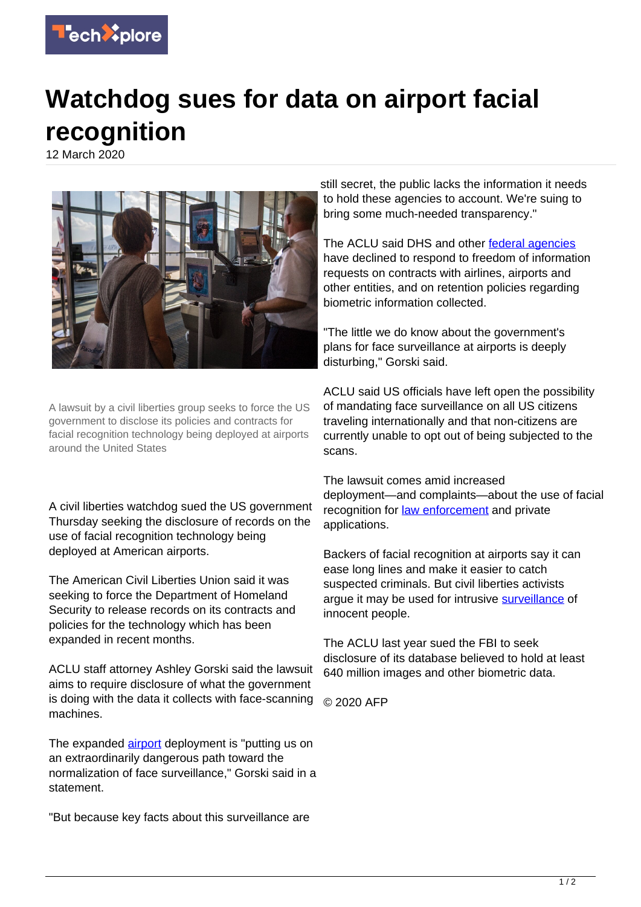# Watchdog sues for data on airport facial recognition

12 March 2020

A lawsuit by a civil liberties group seeks to force the US government to disclose its policies and contracts for facial recognition technology being deployed at airports around the United States

A civil liberties watchdog sued the US government Thursday seeking the disclosure of records on the use of facial recognition technology being deployed at American airports.

The American Civil Liberties Union said it was seeking to force the Department of Homeland Security to release records on its contracts and policies for the technology which has been expanded in recent months.

ACLU staff attorney Ashley Gorski said the lawsuit aims to require disclosure of what the government is doing with the data it collects with face-scanning machines.

The expanded airport deployment is "putting us on an extraordinarily dangerous path toward the normalization of face surveillance," Gorski said in a statement.

"But because key facts about this surveillance are still secret, the public lacks the information it needs to hold these agencies to account. We're suing to bring some much-needed transparency."

The ACLU said DHS and other federal agencies have declined to respond to freedom of information requests on contracts with airlines, airports and other entities, and on retention policies regarding biometric information collected.

"The little we do know about the government's plans for face surveillance at airports is deeply disturbing," Gorski said.

ACLU said US officials have left open the possibility of mandating face surveillance on all US citizens traveling internationally and that non-citizens are currently unable to opt out of being subjected to the scans.

The lawsuit comes amid increased deployment—and complaints—about the use of facial recognition for law enforcement and private applications.

Backers of facial recognition at airports say it can ease long lines and make it easier to catch suspected criminals. But civil liberties activists argue it may be used for intrusive surveillance of innocent people.

The ACLU last year sued the FBI to seek disclosure of its database believed to hold at least 640 million images and other biometric data.

© 2020 AFP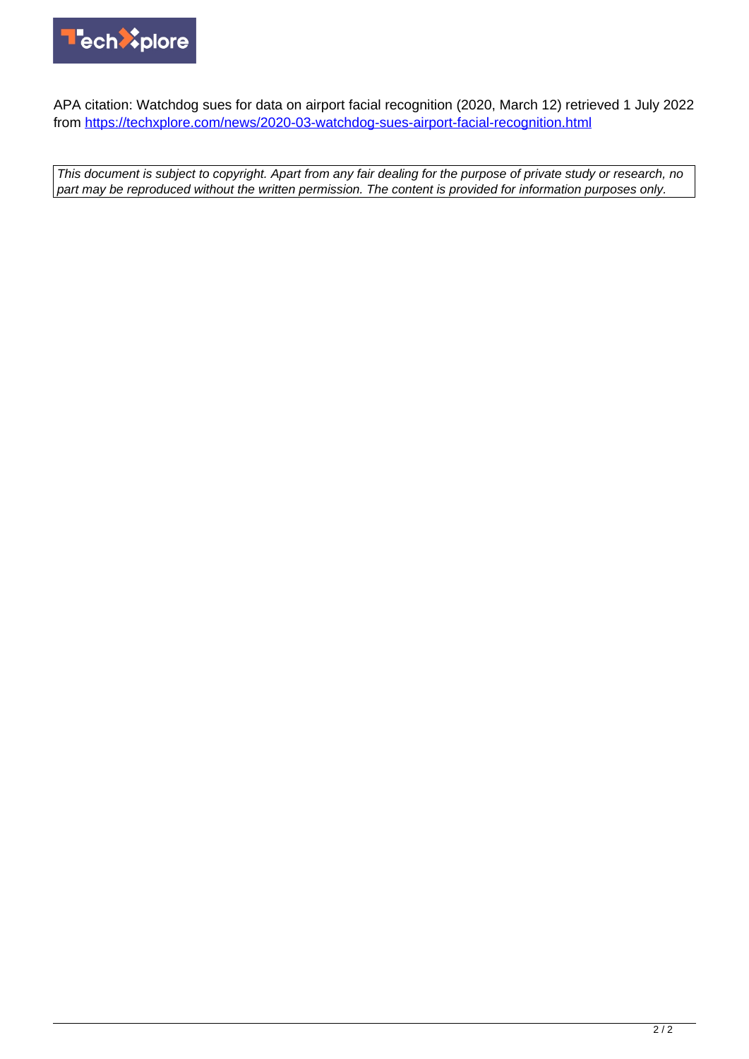APA citation: Watchdog sues for data on airport facial recognition (2020, March 12) retrieved 1 July 2022 from https://techxplore.com/news/2020-03-watchdog-sues-airport-facial-recognition.html

*This document is subject to copyright. Apart from any fair dealing for the purpose of private study or research, no part may be reproduced without the written permission. The content is provided for information purposes only.*